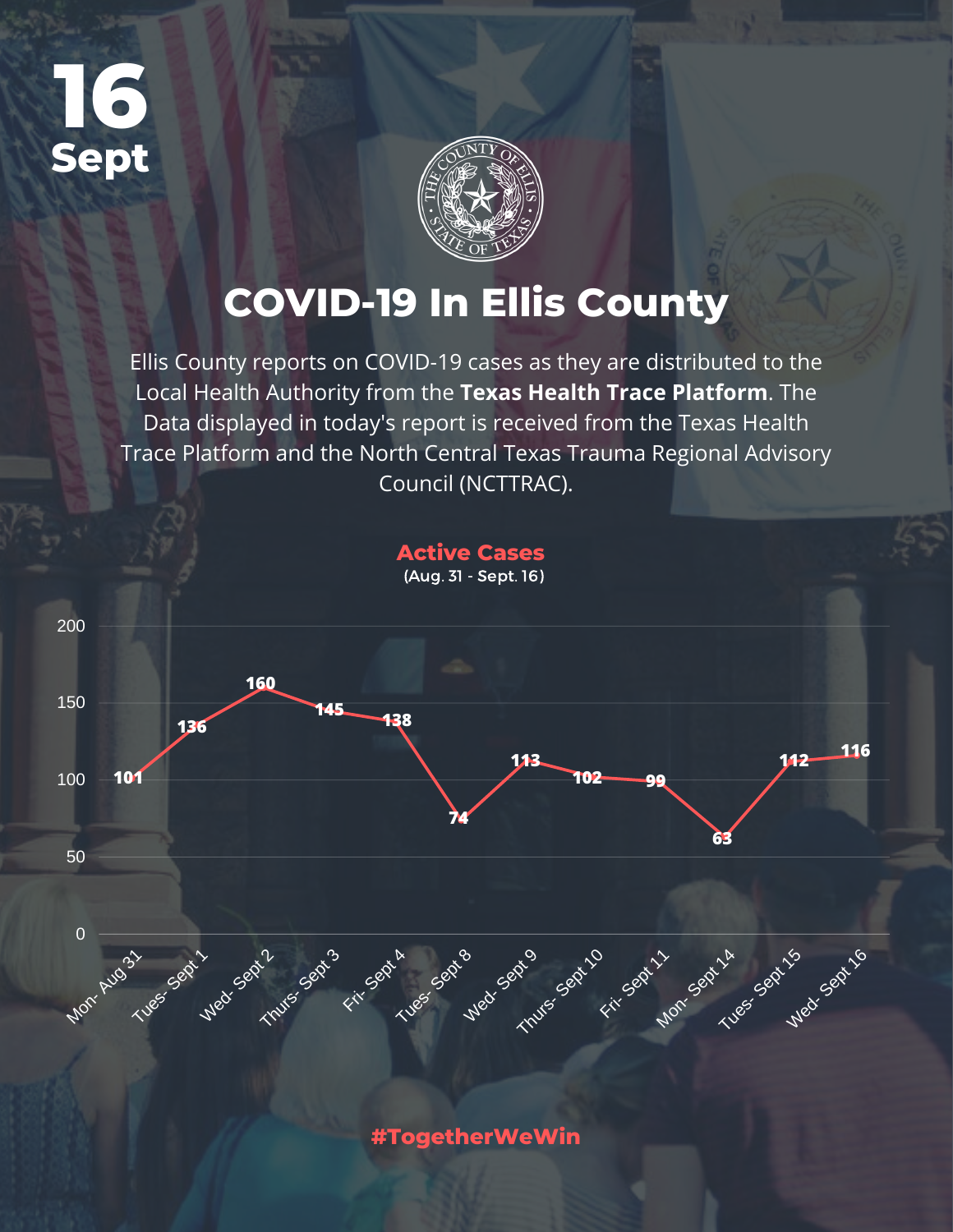16
Sept

# COVID-19 In Ellis County

Ellis County reports on COVID-19 cases as they are distributed to the Local Health Authority from the **Texas Health Trace Platform**. The Data displayed in today's report is received from the Texas Health Trace Platform and the North Central Texas Trauma Regional Advisory Council (NCTTRAC).

## Active Cases

(Aug. 31 - Sept. 16)

| Date | Active Cases |
|---|---|
| Mon- Aug 31 | 101 |
| Tues- Sept 1 | 136 |
| Wed- Sept 2 | 160 |
| Thurs- Sept 3 | 145 |
| Fri- Sept 4 | 138 |
| Tues- Sept 8 | 74 |
| Wed- Sept 9 | 113 |
| Thurs- Sept 10 | 102 |
| Fri- Sept 11 | 99 |
| Mon- Sept 14 | 63 |
| Tues- Sept 15 | 112 |
| Wed- Sept 16 | 116 |

#TogetherWeWin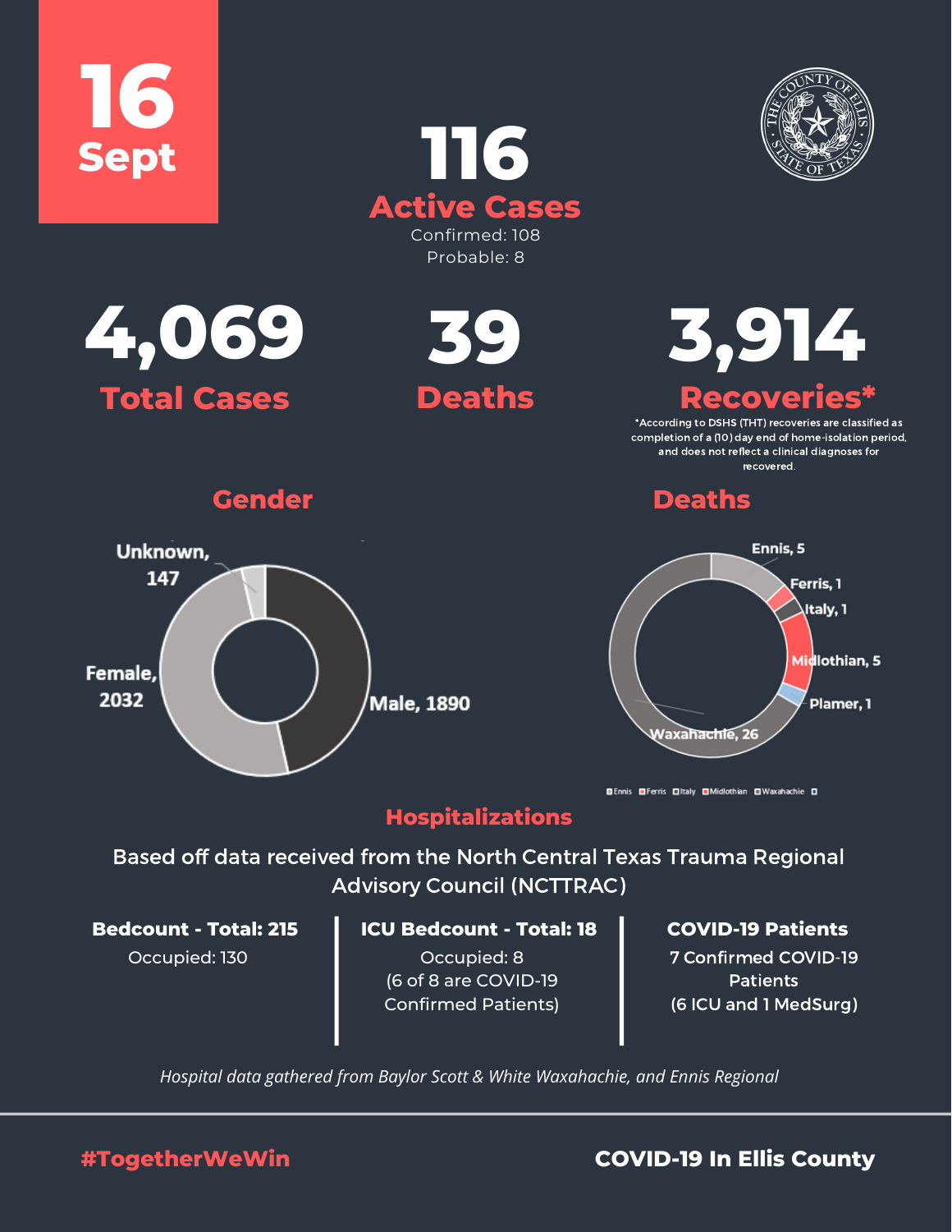**16 Sept**

# 116

## Active Cases

Confirmed: 108

Probable: 8

**4,069**
**Total Cases**

**39**
**Deaths**

**3,914**
**Recoveries***

*According to DSHS (THT) recoveries are classified as completion of a (10) day end of home-isolation period, and does not reflect a clinical diagnoses for recovered.

## Gender

- Unknown, 147
- Female, 2032
- Male, 1890

## Deaths

- Ennis, 5
- Ferris, 1
- Italy, 1
- Midlothian, 5
- Plamer, 1
- Waxahachie, 26

Ennis Ferris Italy Midlothian Waxahachie

## Hospitalizations

Based off data received from the North Central Texas Trauma Regional Advisory Council (NCTTRAC)

**Bedcount - Total: 215**
Occupied: 130

**ICU Bedcount - Total: 18**
Occupied: 8
(6 of 8 are COVID-19 Confirmed Patients)

**COVID-19 Patients**
7 Confirmed COVID-19 Patients
(6 ICU and 1 MedSurg)

*Hospital data gathered from Baylor Scott & White Waxahachie, and Ennis Regional*

#TogetherWeWin

**COVID-19 In Ellis County**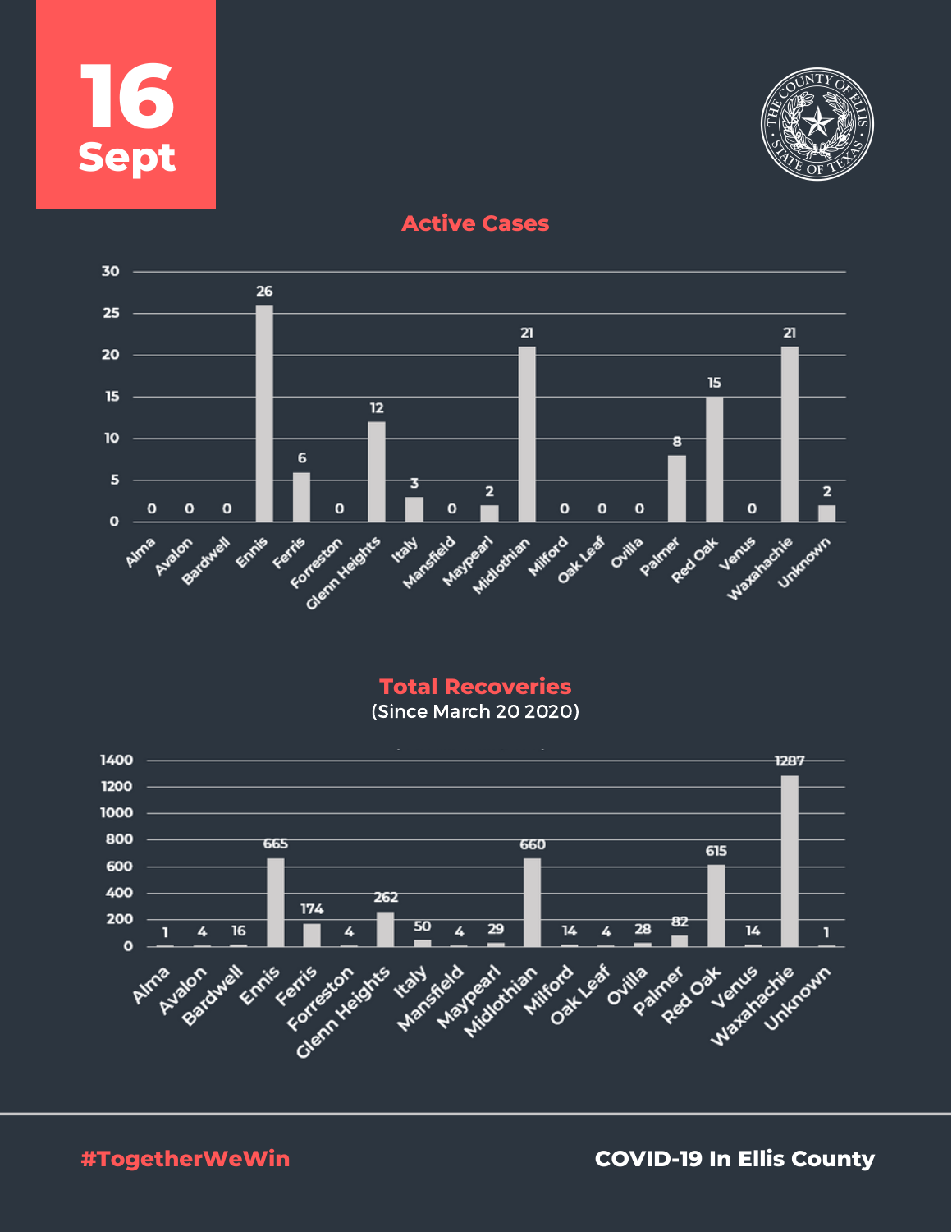# 16 Sept

## Active Cases

| Location | Active Cases |
|---|---|
| Alma | 0 |
| Avalon | 0 |
| Bardwell | 0 |
| Ennis | 26 |
| Ferris | 6 |
| Forreston | 0 |
| Glenn Heights | 12 |
| Italy | 3 |
| Mansfield | 0 |
| Maypearl | 2 |
| Midlothian | 21 |
| Milford | 0 |
| Oak Leaf | 0 |
| Ovilla | 0 |
| Palmer | 8 |
| Red Oak | 15 |
| Venus | 0 |
| Waxahachie | 21 |
| Unknown | 2 |

## Total Recoveries

(Since March 20 2020)

| Location | Total Recoveries |
|---|---|
| Alma | 1 |
| Avalon | 4 |
| Bardwell | 16 |
| Ennis | 665 |
| Ferris | 174 |
| Forreston | 4 |
| Glenn Heights | 262 |
| Italy | 50 |
| Mansfield | 4 |
| Maypearl | 29 |
| Midlothian | 660 |
| Milford | 14 |
| Oak Leaf | 4 |
| Ovilla | 28 |
| Palmer | 82 |
| Red Oak | 615 |
| Venus | 14 |
| Waxahachie | 1287 |
| Unknown | 1 |

#TogetherWeWin

COVID-19 In Ellis County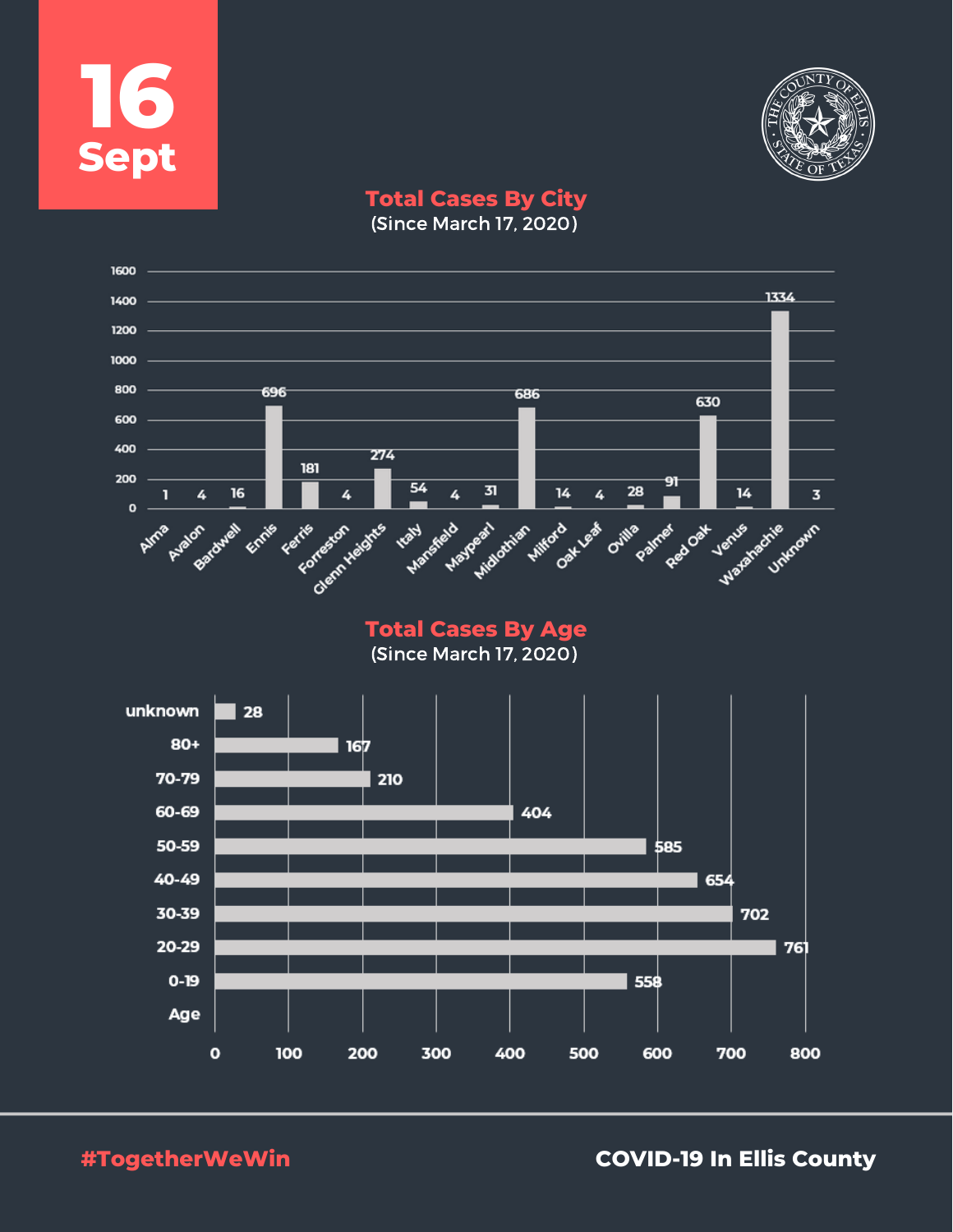16
Sept

## Total Cases By City

(Since March 17, 2020)

1600
1400
1200
1000
800
600
400
200
0

1 4 16 696 181 4 274 54 4 31 686 14 4 28 91 630 14 1334 3

Alma Avalon Bardwell Ennis Ferris Forreston Glenn Heights Italy Mansfield Maypearl Midlothian Milford Oak Leaf Ovilla Palmer Red Oak Venus Waxahachie Unknown

## Total Cases By Age

(Since March 17, 2020)

unknown 28
80+ 167
70-79 210
60-69 404
50-59 585
40-49 654
30-39 702
20-29 761
0-19 558
Age

0 100 200 300 400 500 600 700 800

#TogetherWeWin

COVID-19 In Ellis County